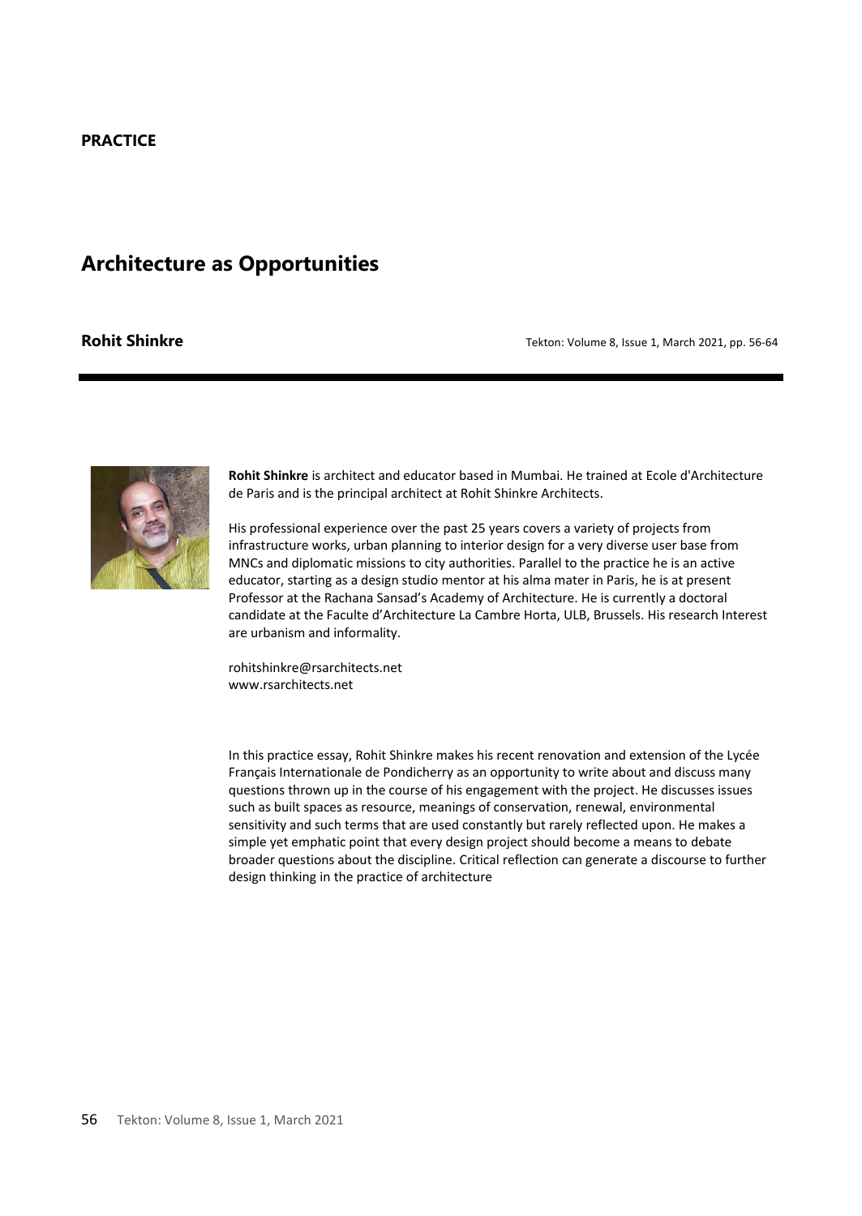**PRACTICE**

# Architecture as Opportunities

**Rohit Shinkre**

**Rohit Shinkre** is architect and educator based in Mumbai. He trained at Ecole d'Architecture de Paris and is the principal architect at Rohit Shinkre Architects.

His professional experience over the past 25 years covers a variety of projects from infrastructure works, urban planning to interior design for a very diverse user base from MNCs and diplomatic missions to city authorities. Parallel to the practice he is an active educator, starting as a design studio mentor at his alma mater in Paris, he is at present Professor at the Rachana Sansad's Academy of Architecture. He is currently a doctoral candidate at the Faculte d'Architecture La Cambre Horta, ULB, Brussels. His research Interest are urbanism and informality.

rohitshinkre@rsarchitects.net
www.rsarchitects.net

In this practice essay, Rohit Shinkre makes his recent renovation and extension of the Lycée Français Internationale de Pondicherry as an opportunity to write about and discuss many questions thrown up in the course of his engagement with the project. He discusses issues such as built spaces as resource, meanings of conservation, renewal, environmental sensitivity and such terms that are used constantly but rarely reflected upon. He makes a simple yet emphatic point that every design project should become a means to debate broader questions about the discipline. Critical reflection can generate a discourse to further design thinking in the practice of architecture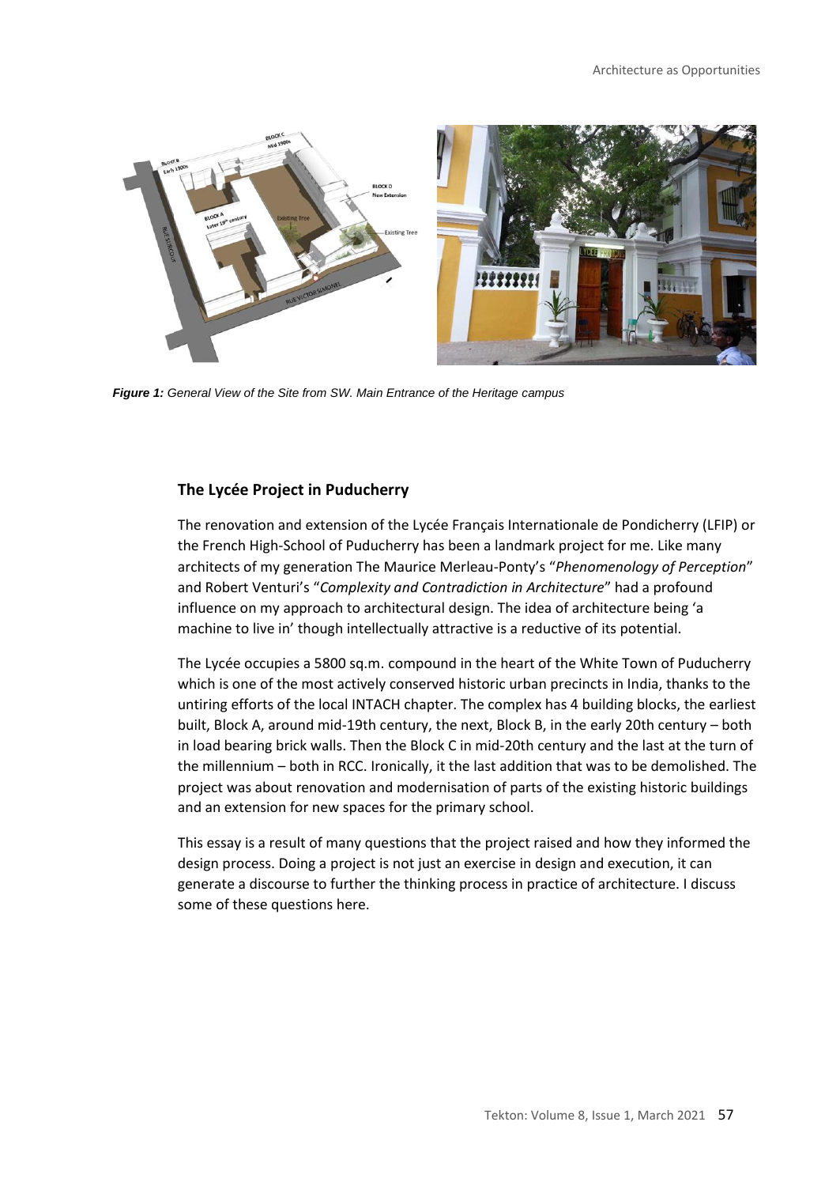*Figure 1: General View of the Site from SW. Main Entrance of the Heritage campus*

## The Lycée Project in Puducherry

The renovation and extension of the Lycée Français Internationale de Pondicherry (LFIP) or the French High-School of Puducherry has been a landmark project for me. Like many architects of my generation The Maurice Merleau-Ponty's "*Phenomenology of Perception*" and Robert Venturi's "*Complexity and Contradiction in Architecture*" had a profound influence on my approach to architectural design. The idea of architecture being 'a machine to live in' though intellectually attractive is a reductive of its potential.

The Lycée occupies a 5800 sq.m. compound in the heart of the White Town of Puducherry which is one of the most actively conserved historic urban precincts in India, thanks to the untiring efforts of the local INTACH chapter. The complex has 4 building blocks, the earliest built, Block A, around mid-19th century, the next, Block B, in the early 20th century – both in load bearing brick walls. Then the Block C in mid-20th century and the last at the turn of the millennium – both in RCC. Ironically, it the last addition that was to be demolished. The project was about renovation and modernisation of parts of the existing historic buildings and an extension for new spaces for the primary school.

This essay is a result of many questions that the project raised and how they informed the design process. Doing a project is not just an exercise in design and execution, it can generate a discourse to further the thinking process in practice of architecture. I discuss some of these questions here.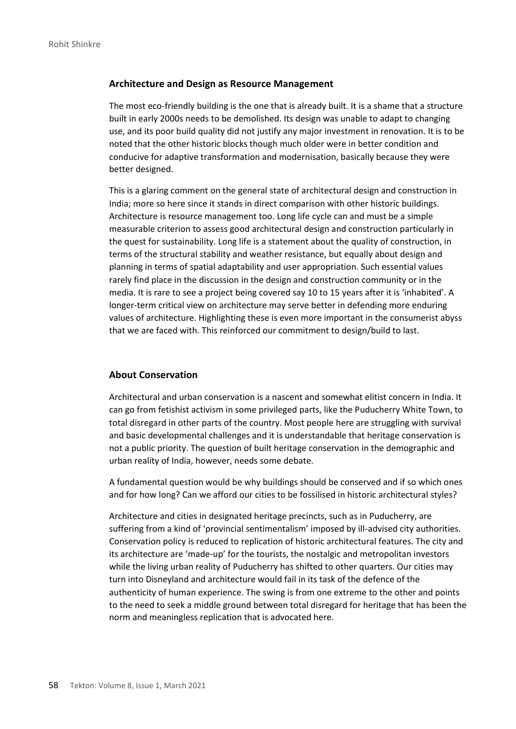## Architecture and Design as Resource Management

The most eco-friendly building is the one that is already built. It is a shame that a structure built in early 2000s needs to be demolished. Its design was unable to adapt to changing use, and its poor build quality did not justify any major investment in renovation. It is to be noted that the other historic blocks though much older were in better condition and conducive for adaptive transformation and modernisation, basically because they were better designed.

This is a glaring comment on the general state of architectural design and construction in India; more so here since it stands in direct comparison with other historic buildings. Architecture is resource management too. Long life cycle can and must be a simple measurable criterion to assess good architectural design and construction particularly in the quest for sustainability. Long life is a statement about the quality of construction, in terms of the structural stability and weather resistance, but equally about design and planning in terms of spatial adaptability and user appropriation. Such essential values rarely find place in the discussion in the design and construction community or in the media. It is rare to see a project being covered say 10 to 15 years after it is 'inhabited'. A longer-term critical view on architecture may serve better in defending more enduring values of architecture. Highlighting these is even more important in the consumerist abyss that we are faced with. This reinforced our commitment to design/build to last.

## About Conservation

Architectural and urban conservation is a nascent and somewhat elitist concern in India. It can go from fetishist activism in some privileged parts, like the Puducherry White Town, to total disregard in other parts of the country. Most people here are struggling with survival and basic developmental challenges and it is understandable that heritage conservation is not a public priority. The question of built heritage conservation in the demographic and urban reality of India, however, needs some debate.

A fundamental question would be why buildings should be conserved and if so which ones and for how long? Can we afford our cities to be fossilised in historic architectural styles?

Architecture and cities in designated heritage precincts, such as in Puducherry, are suffering from a kind of 'provincial sentimentalism' imposed by ill-advised city authorities. Conservation policy is reduced to replication of historic architectural features. The city and its architecture are 'made-up' for the tourists, the nostalgic and metropolitan investors while the living urban reality of Puducherry has shifted to other quarters. Our cities may turn into Disneyland and architecture would fail in its task of the defence of the authenticity of human experience. The swing is from one extreme to the other and points to the need to seek a middle ground between total disregard for heritage that has been the norm and meaningless replication that is advocated here.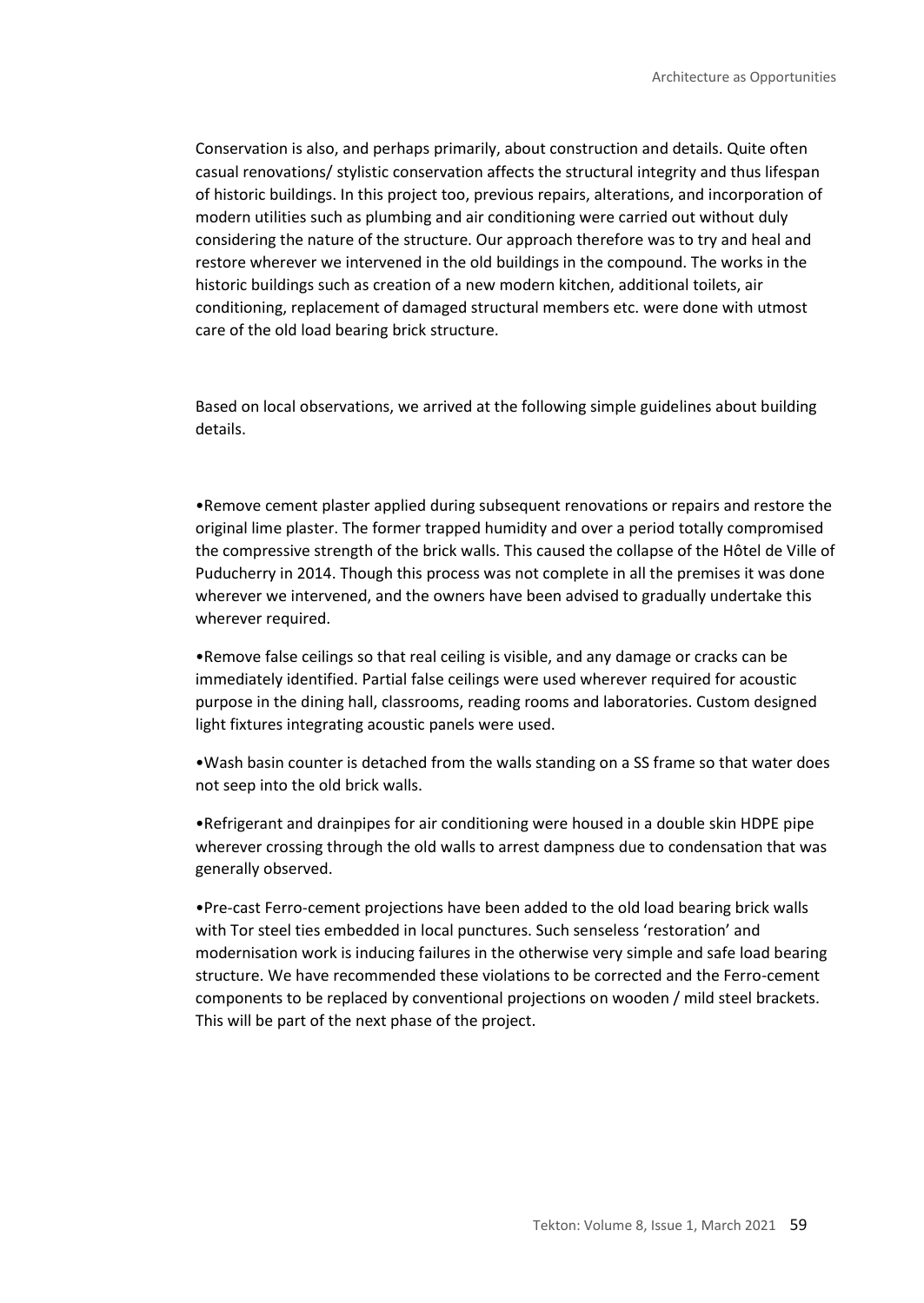Conservation is also, and perhaps primarily, about construction and details. Quite often casual renovations/ stylistic conservation affects the structural integrity and thus lifespan of historic buildings. In this project too, previous repairs, alterations, and incorporation of modern utilities such as plumbing and air conditioning were carried out without duly considering the nature of the structure. Our approach therefore was to try and heal and restore wherever we intervened in the old buildings in the compound. The works in the historic buildings such as creation of a new modern kitchen, additional toilets, air conditioning, replacement of damaged structural members etc. were done with utmost care of the old load bearing brick structure.

Based on local observations, we arrived at the following simple guidelines about building details.

•Remove cement plaster applied during subsequent renovations or repairs and restore the original lime plaster. The former trapped humidity and over a period totally compromised the compressive strength of the brick walls. This caused the collapse of the Hôtel de Ville of Puducherry in 2014. Though this process was not complete in all the premises it was done wherever we intervened, and the owners have been advised to gradually undertake this wherever required.

•Remove false ceilings so that real ceiling is visible, and any damage or cracks can be immediately identified. Partial false ceilings were used wherever required for acoustic purpose in the dining hall, classrooms, reading rooms and laboratories. Custom designed light fixtures integrating acoustic panels were used.

•Wash basin counter is detached from the walls standing on a SS frame so that water does not seep into the old brick walls.

•Refrigerant and drainpipes for air conditioning were housed in a double skin HDPE pipe wherever crossing through the old walls to arrest dampness due to condensation that was generally observed.

•Pre-cast Ferro-cement projections have been added to the old load bearing brick walls with Tor steel ties embedded in local punctures. Such senseless 'restoration' and modernisation work is inducing failures in the otherwise very simple and safe load bearing structure. We have recommended these violations to be corrected and the Ferro-cement components to be replaced by conventional projections on wooden / mild steel brackets. This will be part of the next phase of the project.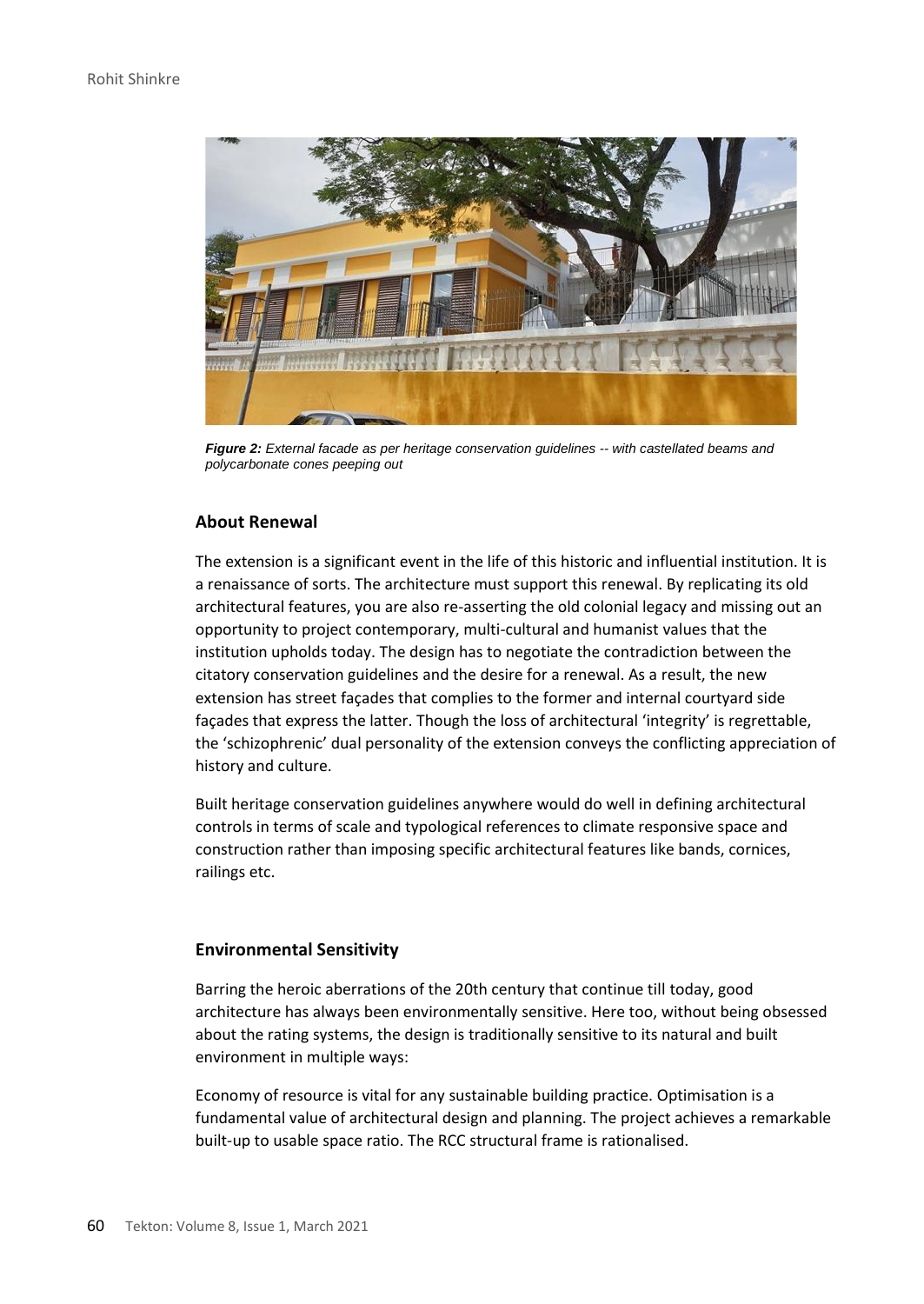*Figure 2: External facade as per heritage conservation guidelines -- with castellated beams and polycarbonate cones peeping out*

## About Renewal

The extension is a significant event in the life of this historic and influential institution. It is a renaissance of sorts. The architecture must support this renewal. By replicating its old architectural features, you are also re-asserting the old colonial legacy and missing out an opportunity to project contemporary, multi-cultural and humanist values that the institution upholds today. The design has to negotiate the contradiction between the citatory conservation guidelines and the desire for a renewal. As a result, the new extension has street façades that complies to the former and internal courtyard side façades that express the latter. Though the loss of architectural 'integrity' is regrettable, the 'schizophrenic' dual personality of the extension conveys the conflicting appreciation of history and culture.

Built heritage conservation guidelines anywhere would do well in defining architectural controls in terms of scale and typological references to climate responsive space and construction rather than imposing specific architectural features like bands, cornices, railings etc.

## Environmental Sensitivity

Barring the heroic aberrations of the 20th century that continue till today, good architecture has always been environmentally sensitive. Here too, without being obsessed about the rating systems, the design is traditionally sensitive to its natural and built environment in multiple ways:

Economy of resource is vital for any sustainable building practice. Optimisation is a fundamental value of architectural design and planning. The project achieves a remarkable built-up to usable space ratio. The RCC structural frame is rationalised.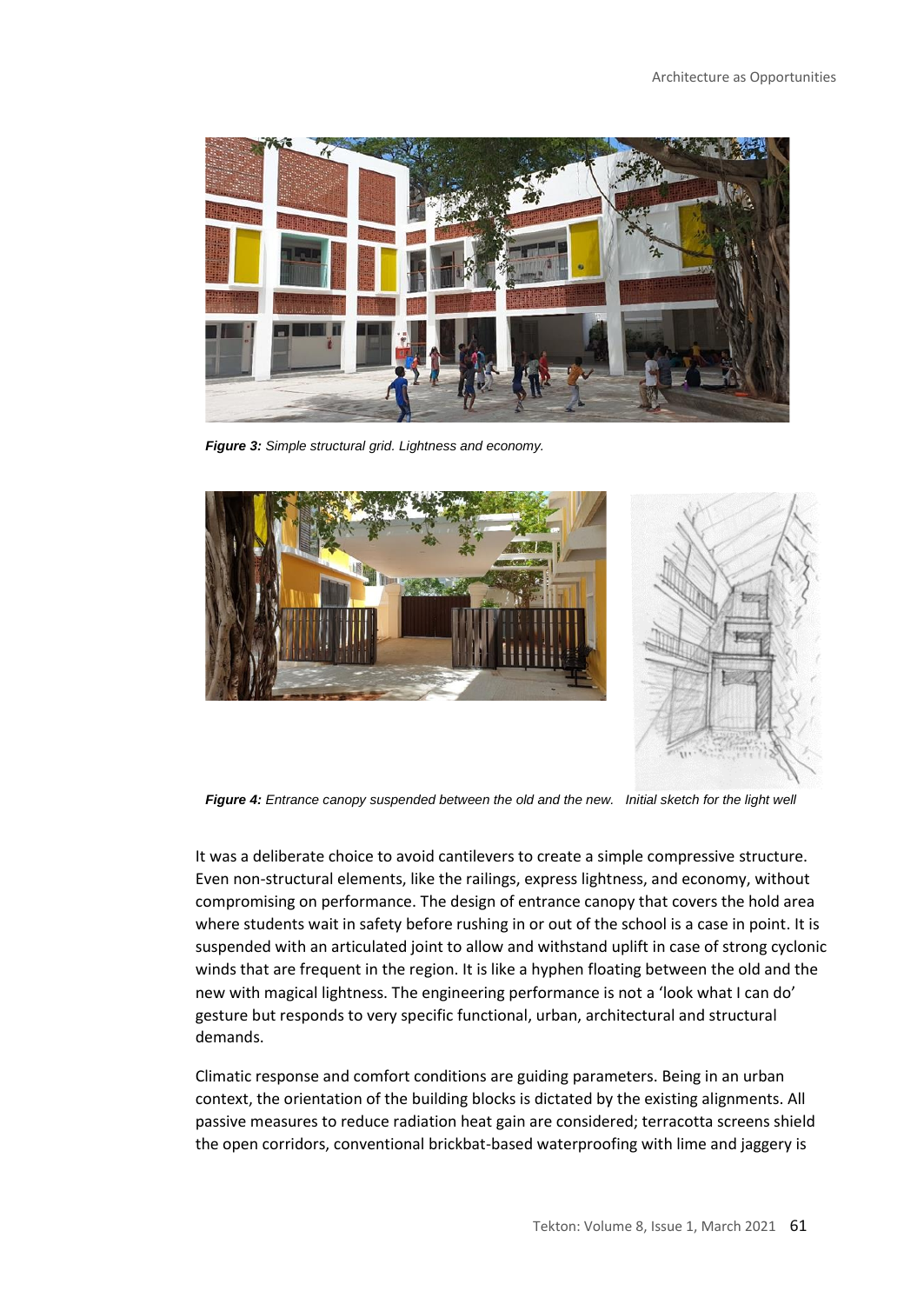***Figure 3:*** *Simple structural grid. Lightness and economy.*

***Figure 4:*** *Entrance canopy suspended between the old and the new. Initial sketch for the light well*

It was a deliberate choice to avoid cantilevers to create a simple compressive structure. Even non-structural elements, like the railings, express lightness, and economy, without compromising on performance. The design of entrance canopy that covers the hold area where students wait in safety before rushing in or out of the school is a case in point. It is suspended with an articulated joint to allow and withstand uplift in case of strong cyclonic winds that are frequent in the region. It is like a hyphen floating between the old and the new with magical lightness. The engineering performance is not a 'look what I can do' gesture but responds to very specific functional, urban, architectural and structural demands.

Climatic response and comfort conditions are guiding parameters. Being in an urban context, the orientation of the building blocks is dictated by the existing alignments. All passive measures to reduce radiation heat gain are considered; terracotta screens shield the open corridors, conventional brickbat-based waterproofing with lime and jaggery is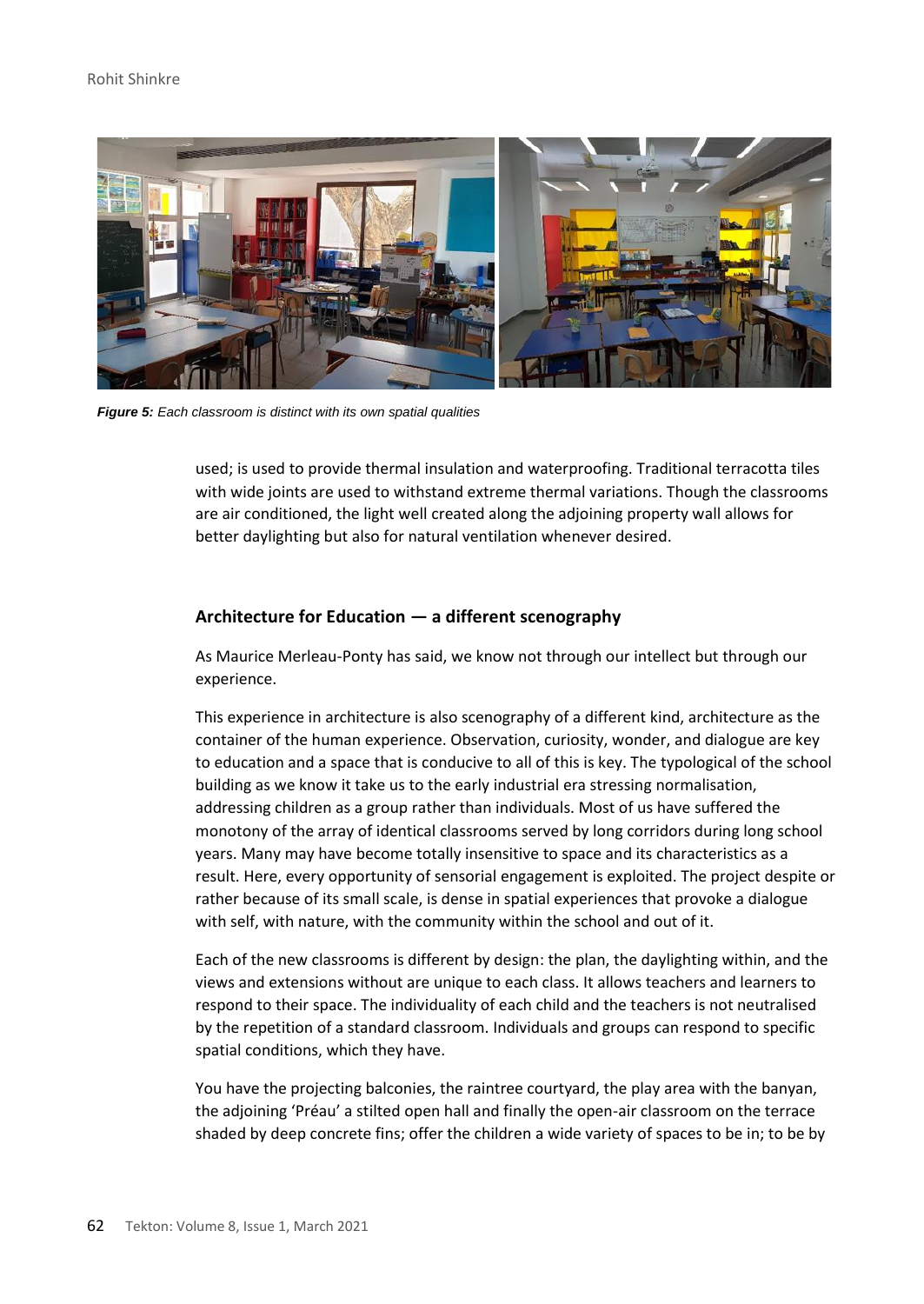*Figure 5: Each classroom is distinct with its own spatial qualities*

used; is used to provide thermal insulation and waterproofing. Traditional terracotta tiles with wide joints are used to withstand extreme thermal variations. Though the classrooms are air conditioned, the light well created along the adjoining property wall allows for better daylighting but also for natural ventilation whenever desired.

## Architecture for Education — a different scenography

As Maurice Merleau-Ponty has said, we know not through our intellect but through our experience.

This experience in architecture is also scenography of a different kind, architecture as the container of the human experience. Observation, curiosity, wonder, and dialogue are key to education and a space that is conducive to all of this is key. The typological of the school building as we know it take us to the early industrial era stressing normalisation, addressing children as a group rather than individuals. Most of us have suffered the monotony of the array of identical classrooms served by long corridors during long school years. Many may have become totally insensitive to space and its characteristics as a result. Here, every opportunity of sensorial engagement is exploited. The project despite or rather because of its small scale, is dense in spatial experiences that provoke a dialogue with self, with nature, with the community within the school and out of it.

Each of the new classrooms is different by design: the plan, the daylighting within, and the views and extensions without are unique to each class. It allows teachers and learners to respond to their space. The individuality of each child and the teachers is not neutralised by the repetition of a standard classroom. Individuals and groups can respond to specific spatial conditions, which they have.

You have the projecting balconies, the raintree courtyard, the play area with the banyan, the adjoining 'Préau' a stilted open hall and finally the open-air classroom on the terrace shaded by deep concrete fins; offer the children a wide variety of spaces to be in; to be by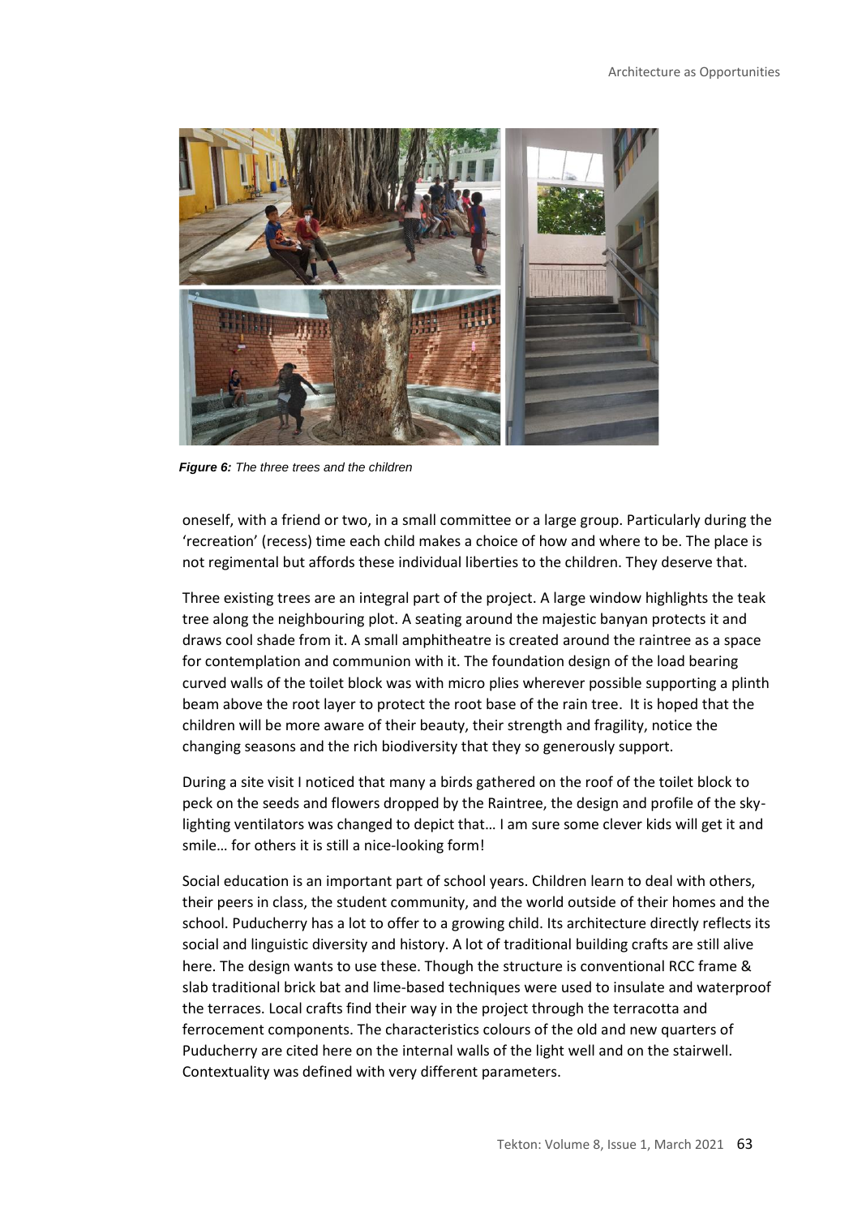*Figure 6: The three trees and the children*

oneself, with a friend or two, in a small committee or a large group. Particularly during the 'recreation' (recess) time each child makes a choice of how and where to be. The place is not regimental but affords these individual liberties to the children. They deserve that.

Three existing trees are an integral part of the project. A large window highlights the teak tree along the neighbouring plot. A seating around the majestic banyan protects it and draws cool shade from it. A small amphitheatre is created around the raintree as a space for contemplation and communion with it. The foundation design of the load bearing curved walls of the toilet block was with micro plies wherever possible supporting a plinth beam above the root layer to protect the root base of the rain tree. It is hoped that the children will be more aware of their beauty, their strength and fragility, notice the changing seasons and the rich biodiversity that they so generously support.

During a site visit I noticed that many a birds gathered on the roof of the toilet block to peck on the seeds and flowers dropped by the Raintree, the design and profile of the sky-lighting ventilators was changed to depict that… I am sure some clever kids will get it and smile… for others it is still a nice-looking form!

Social education is an important part of school years. Children learn to deal with others, their peers in class, the student community, and the world outside of their homes and the school. Puducherry has a lot to offer to a growing child. Its architecture directly reflects its social and linguistic diversity and history. A lot of traditional building crafts are still alive here. The design wants to use these. Though the structure is conventional RCC frame & slab traditional brick bat and lime-based techniques were used to insulate and waterproof the terraces. Local crafts find their way in the project through the terracotta and ferrocement components. The characteristics colours of the old and new quarters of Puducherry are cited here on the internal walls of the light well and on the stairwell. Contextuality was defined with very different parameters.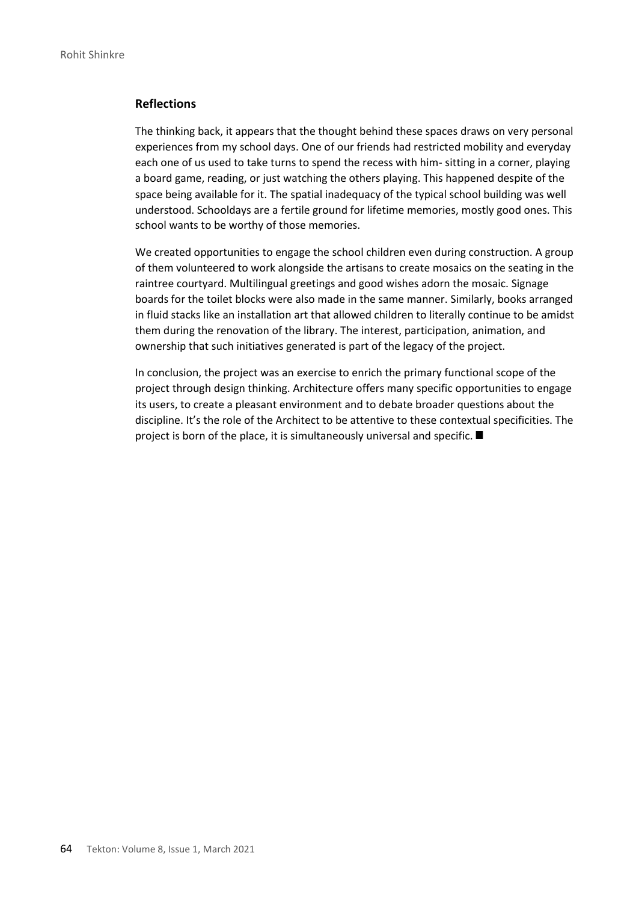## Reflections

The thinking back, it appears that the thought behind these spaces draws on very personal experiences from my school days. One of our friends had restricted mobility and everyday each one of us used to take turns to spend the recess with him- sitting in a corner, playing a board game, reading, or just watching the others playing. This happened despite of the space being available for it. The spatial inadequacy of the typical school building was well understood. Schooldays are a fertile ground for lifetime memories, mostly good ones. This school wants to be worthy of those memories.

We created opportunities to engage the school children even during construction. A group of them volunteered to work alongside the artisans to create mosaics on the seating in the raintree courtyard. Multilingual greetings and good wishes adorn the mosaic. Signage boards for the toilet blocks were also made in the same manner. Similarly, books arranged in fluid stacks like an installation art that allowed children to literally continue to be amidst them during the renovation of the library. The interest, participation, animation, and ownership that such initiatives generated is part of the legacy of the project.

In conclusion, the project was an exercise to enrich the primary functional scope of the project through design thinking. Architecture offers many specific opportunities to engage its users, to create a pleasant environment and to debate broader questions about the discipline. It's the role of the Architect to be attentive to these contextual specificities. The project is born of the place, it is simultaneously universal and specific. ■